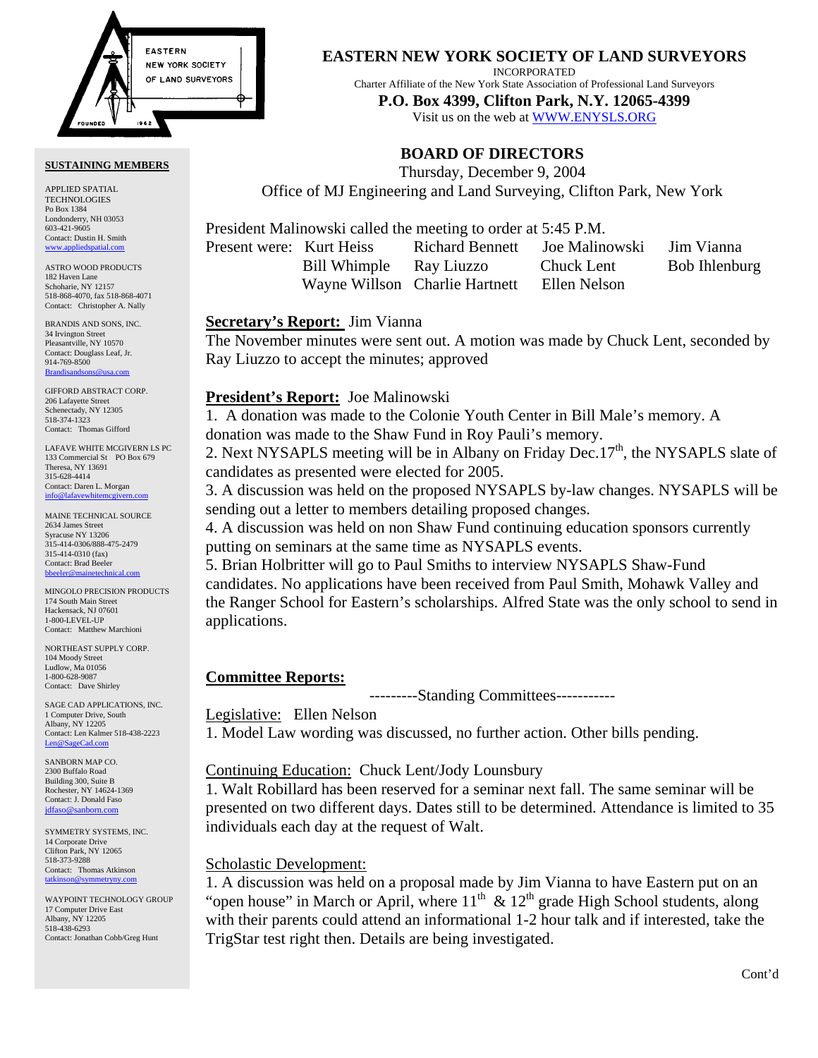EASTERN NEW YORK SOCIETY OF LAND SURVEYORS
FOUNDED 1962

# EASTERN NEW YORK SOCIETY OF LAND SURVEYORS

INCORPORATED
Charter Affiliate of the New York State Association of Professional Land Surveyors

**P.O. Box 4399, Clifton Park, N.Y. 12065-4399**

Visit us on the web at WWW.ENYSLS.ORG

## BOARD OF DIRECTORS

Thursday, December 9, 2004
Office of MJ Engineering and Land Surveying, Clifton Park, New York

President Malinowski called the meeting to order at 5:45 P.M.

Present were: Kurt Heiss, Richard Bennett, Joe Malinowski, Jim Vianna, Bill Whimple, Ray Liuzzo, Chuck Lent, Bob Ihlenburg, Wayne Willson, Charlie Hartnett, Ellen Nelson

**Secretary's Report:** Jim Vianna

The November minutes were sent out. A motion was made by Chuck Lent, seconded by Ray Liuzzo to accept the minutes; approved

**President's Report:** Joe Malinowski

1. A donation was made to the Colonie Youth Center in Bill Male's memory. A donation was made to the Shaw Fund in Roy Pauli's memory.
2. Next NYSAPLS meeting will be in Albany on Friday Dec.17th, the NYSAPLS slate of candidates as presented were elected for 2005.
3. A discussion was held on the proposed NYSAPLS by-law changes. NYSAPLS will be sending out a letter to members detailing proposed changes.
4. A discussion was held on non Shaw Fund continuing education sponsors currently putting on seminars at the same time as NYSAPLS events.
5. Brian Holbritter will go to Paul Smiths to interview NYSAPLS Shaw-Fund candidates. No applications have been received from Paul Smith, Mohawk Valley and the Ranger School for Eastern's scholarships. Alfred State was the only school to send in applications.

**Committee Reports:**

---------Standing Committees-----------

Legislative: Ellen Nelson

1. Model Law wording was discussed, no further action. Other bills pending.

Continuing Education: Chuck Lent/Jody Lounsbury

1. Walt Robillard has been reserved for a seminar next fall. The same seminar will be presented on two different days. Dates still to be determined. Attendance is limited to 35 individuals each day at the request of Walt.

Scholastic Development:

1. A discussion was held on a proposal made by Jim Vianna to have Eastern put on an "open house" in March or April, where 11th & 12th grade High School students, along with their parents could attend an informational 1-2 hour talk and if interested, take the TrigStar test right then. Details are being investigated.

Cont'd

**SUSTAINING MEMBERS**

APPLIED SPATIAL TECHNOLOGIES
Po Box 1384
Londonderry, NH 03053
603-421-9605
Contact: Dustin H. Smith
www.appliedspatial.com

ASTRO WOOD PRODUCTS
182 Haven Lane
Schoharie, NY 12157
518-868-4070, fax 518-868-4071
Contact: Christopher A. Nally

BRANDIS AND SONS, INC.
34 Irvington Street
Pleasantville, NY 10570
Contact: Douglass Leaf, Jr.
914-769-8500
Brandisandsons@usa.com

GIFFORD ABSTRACT CORP.
206 Lafayette Street
Schenectady, NY 12305
518-374-1323
Contact: Thomas Gifford

LAFAVE WHITE MCGIVERN LS PC
133 Commercial St PO Box 679
Theresa, NY 13691
315-628-4414
Contact: Daren L. Morgan
info@lafavewhitemcgivern.com

MAINE TECHNICAL SOURCE
2634 James Street
Syracuse NY 13206
315-414-0306/888-475-2479
315-414-0310 (fax)
Contact: Brad Beeler
bbeeler@mainetechnical.com

MINGOLO PRECISION PRODUCTS
174 South Main Street
Hackensack, NJ 07601
1-800-LEVEL-UP
Contact: Matthew Marchioni

NORTHEAST SUPPLY CORP.
104 Moody Street
Ludlow, Ma 01056
1-800-628-9087
Contact: Dave Shirley

SAGE CAD APPLICATIONS, INC.
1 Computer Drive, South
Albany, NY 12205
Contact: Len Kalmer 518-438-2223
Len@SageCad.com

SANBORN MAP CO.
2300 Buffalo Road
Building 300, Suite B
Rochester, NY 14624-1369
Contact: J. Donald Faso
jdfaso@sanborn.com

SYMMETRY SYSTEMS, INC.
14 Corporate Drive
Clifton Park, NY 12065
518-373-9288
Contact: Thomas Atkinson
tatkinson@symmetryny.com

WAYPOINT TECHNOLOGY GROUP
17 Computer Drive East
Albany, NY 12205
518-438-6293
Contact: Jonathan Cobb/Greg Hunt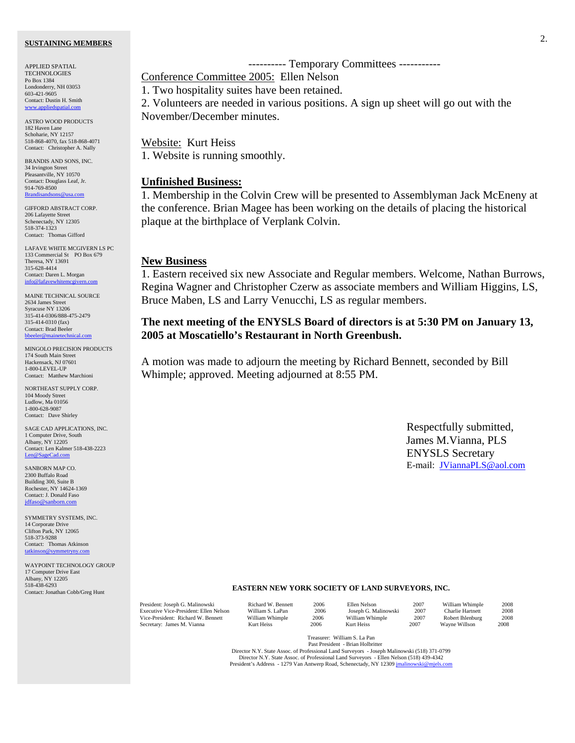## SUSTAINING MEMBERS

APPLIED SPATIAL TECHNOLOGIES
Po Box 1384
Londonderry, NH 03053
603-421-9605
Contact: Dustin H. Smith
www.appliedspatial.com

ASTRO WOOD PRODUCTS
182 Haven Lane
Schoharie, NY 12157
518-868-4070, fax 518-868-4071
Contact: Christopher A. Nally

BRANDIS AND SONS, INC.
34 Irvington Street
Pleasantville, NY 10570
Contact: Douglass Leaf, Jr.
914-769-8500
Brandisandsons@usa.com

GIFFORD ABSTRACT CORP.
206 Lafayette Street
Schenectady, NY 12305
518-374-1323
Contact: Thomas Gifford

LAFAVE WHITE MCGIVERN LS PC
133 Commercial St PO Box 679
Theresa, NY 13691
315-628-4414
Contact: Daren L. Morgan
info@lafavewhitemcgivern.com

MAINE TECHNICAL SOURCE
2634 James Street
Syracuse NY 13206
315-414-0306/888-475-2479
315-414-0310 (fax)
Contact: Brad Beeler
bbeeler@mainetechnical.com

MINGOLO PRECISION PRODUCTS
174 South Main Street
Hackensack, NJ 07601
1-800-LEVEL-UP
Contact: Matthew Marchioni

NORTHEAST SUPPLY CORP.
104 Moody Street
Ludlow, Ma 01056
1-800-628-9087
Contact: Dave Shirley

SAGE CAD APPLICATIONS, INC.
1 Computer Drive, South
Albany, NY 12205
Contact: Len Kalmer 518-438-2223
Len@SageCad.com

SANBORN MAP CO.
2300 Buffalo Road
Building 300, Suite B
Rochester, NY 14624-1369
Contact: J. Donald Faso
jdfaso@sanborn.com

SYMMETRY SYSTEMS, INC.
14 Corporate Drive
Clifton Park, NY 12065
518-373-9288
Contact: Thomas Atkinson
tatkinson@symmetryny.com

WAYPOINT TECHNOLOGY GROUP
17 Computer Drive East
Albany, NY 12205
518-438-6293
Contact: Jonathan Cobb/Greg Hunt

---------- Temporary Committees -----------

Conference Committee 2005: Ellen Nelson

1. Two hospitality suites have been retained.
2. Volunteers are needed in various positions. A sign up sheet will go out with the November/December minutes.

Website: Kurt Heiss

1. Website is running smoothly.

## Unfinished Business:

1. Membership in the Colvin Crew will be presented to Assemblyman Jack McEneny at the conference. Brian Magee has been working on the details of placing the historical plaque at the birthplace of Verplank Colvin.

## New Business

1. Eastern received six new Associate and Regular members. Welcome, Nathan Burrows, Regina Wagner and Christopher Czerw as associate members and William Higgins, LS, Bruce Maben, LS and Larry Venucchi, LS as regular members.

**The next meeting of the ENYSLS Board of directors is at 5:30 PM on January 13, 2005 at Moscatiello's Restaurant in North Greenbush.**

A motion was made to adjourn the meeting by Richard Bennett, seconded by Bill Whimple; approved. Meeting adjourned at 8:55 PM.

Respectfully submitted,
James M.Vianna, PLS
ENYSLS Secretary
E-mail: JViannaPLS@aol.com

**EASTERN NEW YORK SOCIETY OF LAND SURVEYORS, INC.**

| | | | | | | | |
|---|---|---|---|---|---|---|---|
| President: Joseph G. Malinowski | Richard W. Bennett | 2006 | Ellen Nelson | 2007 | William Whimple | 2008 |
| Executive Vice-President: Ellen Nelson | William S. LaPan | 2006 | Joseph G. Malinowski | 2007 | Charlie Hartnett | 2008 |
| Vice-President: Richard W. Bennett | William Whimple | 2006 | William Whimple | 2007 | Robert Ihlenburg | 2008 |
| Secretary: James M. Vianna | Kurt Heiss | 2006 | Kurt Heiss | 2007 | Wayne Willson | 2008 |

Treasurer: William S. La Pan
Past President - Brian Holbritter
Director N.Y. State Assoc. of Professional Land Surveyors - Joseph Malinowski (518) 371-0799
Director N.Y. State Assoc. of Professional Land Surveyors - Ellen Nelson (518) 439-4342
President's Address - 1279 Van Antwerp Road, Schenectady, NY 12309 jmalinowski@mjels.com